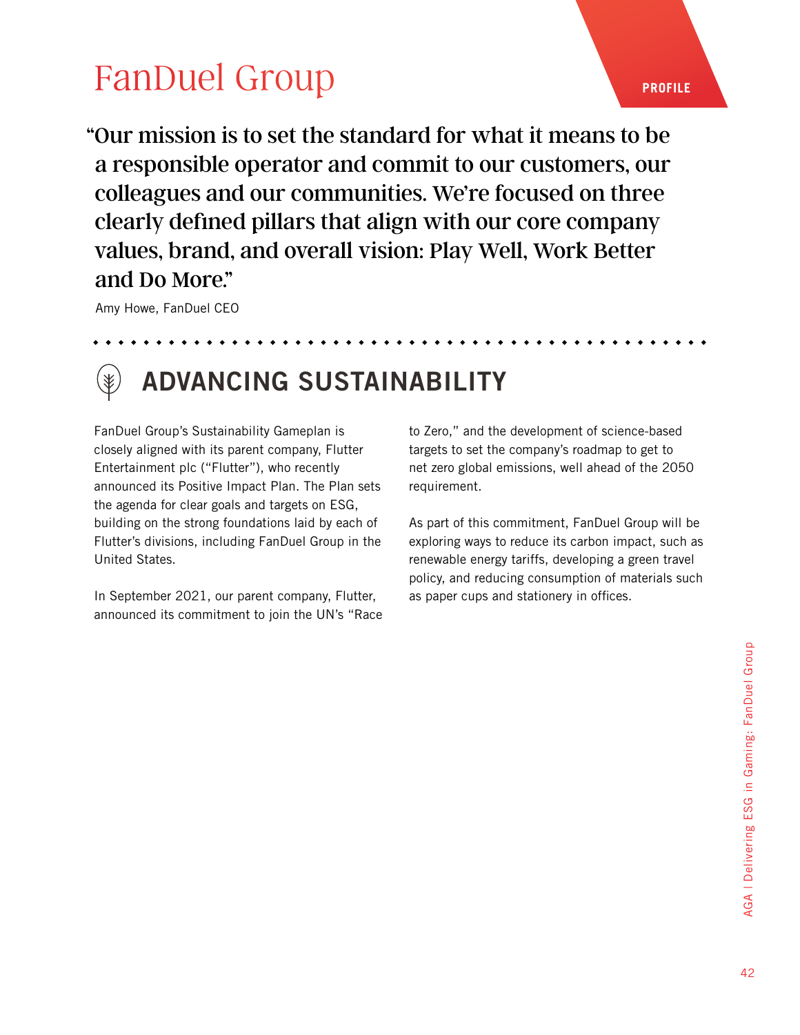# FanDuel Group

PROFILE

> "Our mission is to set the standard for what it means to be a responsible operator and commit to our customers, our colleagues and our communities. We're focused on three clearly defined pillars that align with our core company values, brand, and overall vision: Play Well, Work Better and Do More."

Amy Howe, FanDuel CEO

## ADVANCING SUSTAINABILITY

FanDuel Group's Sustainability Gameplan is closely aligned with its parent company, Flutter Entertainment plc ("Flutter"), who recently announced its Positive Impact Plan. The Plan sets the agenda for clear goals and targets on ESG, building on the strong foundations laid by each of Flutter's divisions, including FanDuel Group in the United States.

In September 2021, our parent company, Flutter, announced its commitment to join the UN's "Race to Zero," and the development of science-based targets to set the company's roadmap to get to net zero global emissions, well ahead of the 2050 requirement.

As part of this commitment, FanDuel Group will be exploring ways to reduce its carbon impact, such as renewable energy tariffs, developing a green travel policy, and reducing consumption of materials such as paper cups and stationery in offices.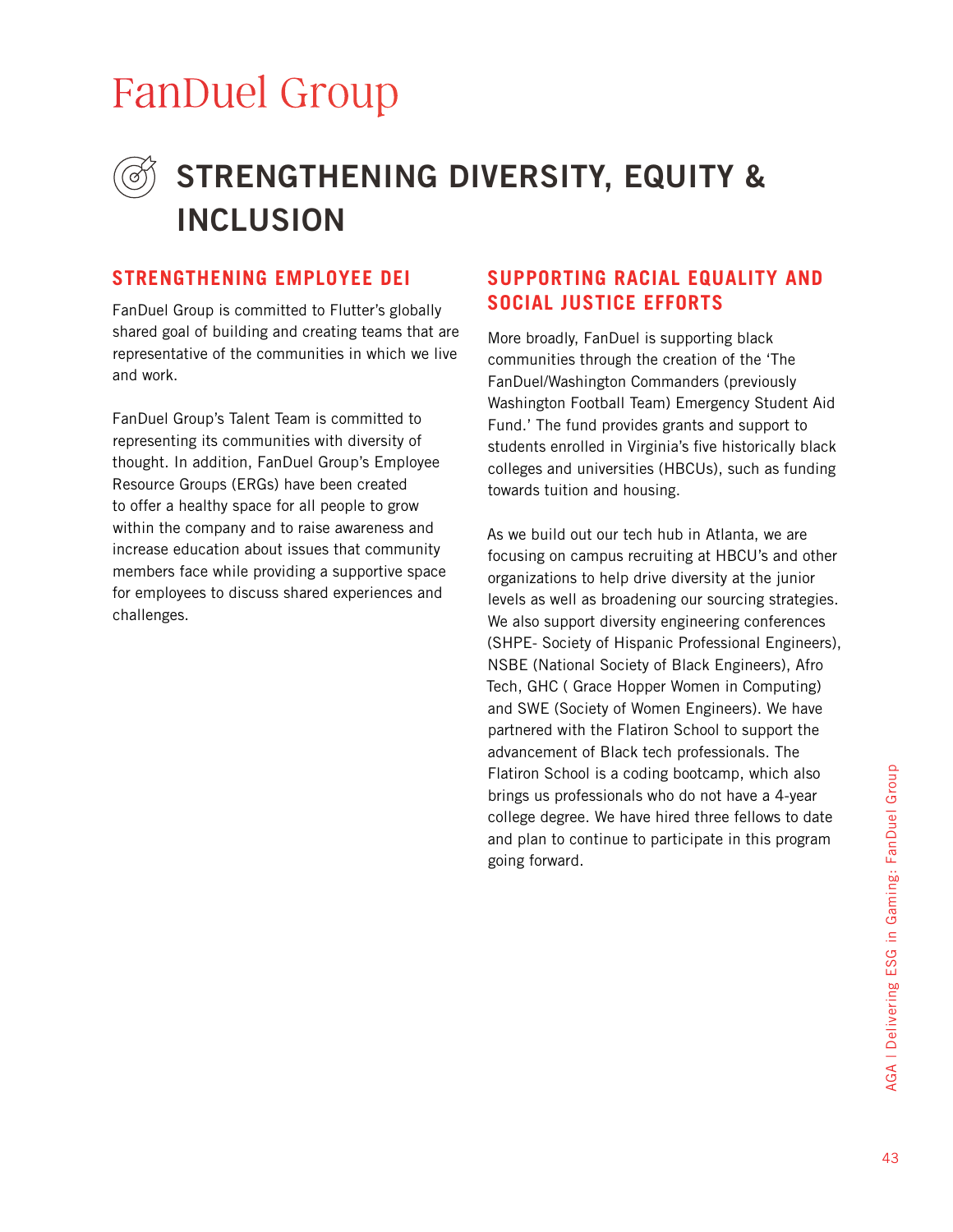# FanDuel Group

## STRENGTHENING DIVERSITY, EQUITY & INCLUSION

### STRENGTHENING EMPLOYEE DEI

FanDuel Group is committed to Flutter's globally shared goal of building and creating teams that are representative of the communities in which we live and work.

FanDuel Group's Talent Team is committed to representing its communities with diversity of thought. In addition, FanDuel Group's Employee Resource Groups (ERGs) have been created to offer a healthy space for all people to grow within the company and to raise awareness and increase education about issues that community members face while providing a supportive space for employees to discuss shared experiences and challenges.

### SUPPORTING RACIAL EQUALITY AND SOCIAL JUSTICE EFFORTS

More broadly, FanDuel is supporting black communities through the creation of the 'The FanDuel/Washington Commanders (previously Washington Football Team) Emergency Student Aid Fund.' The fund provides grants and support to students enrolled in Virginia's five historically black colleges and universities (HBCUs), such as funding towards tuition and housing.

As we build out our tech hub in Atlanta, we are focusing on campus recruiting at HBCU's and other organizations to help drive diversity at the junior levels as well as broadening our sourcing strategies. We also support diversity engineering conferences (SHPE- Society of Hispanic Professional Engineers), NSBE (National Society of Black Engineers), Afro Tech, GHC ( Grace Hopper Women in Computing) and SWE (Society of Women Engineers). We have partnered with the Flatiron School to support the advancement of Black tech professionals. The Flatiron School is a coding bootcamp, which also brings us professionals who do not have a 4-year college degree. We have hired three fellows to date and plan to continue to participate in this program going forward.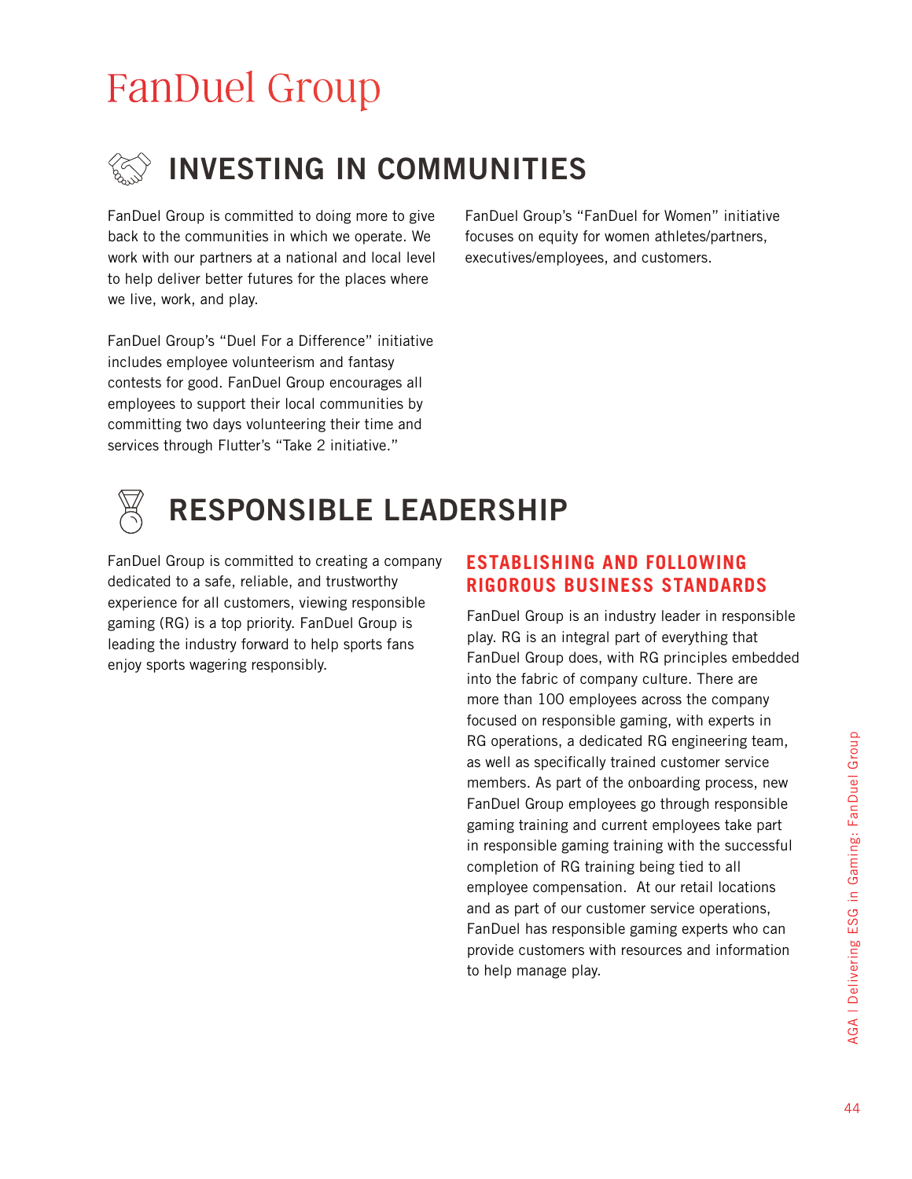# FanDuel Group

## INVESTING IN COMMUNITIES

FanDuel Group is committed to doing more to give back to the communities in which we operate. We work with our partners at a national and local level to help deliver better futures for the places where we live, work, and play.

FanDuel Group's "Duel For a Difference" initiative includes employee volunteerism and fantasy contests for good. FanDuel Group encourages all employees to support their local communities by committing two days volunteering their time and services through Flutter's "Take 2 initiative."

FanDuel Group's "FanDuel for Women" initiative focuses on equity for women athletes/partners, executives/employees, and customers.

## RESPONSIBLE LEADERSHIP

FanDuel Group is committed to creating a company dedicated to a safe, reliable, and trustworthy experience for all customers, viewing responsible gaming (RG) is a top priority. FanDuel Group is leading the industry forward to help sports fans enjoy sports wagering responsibly.

### ESTABLISHING AND FOLLOWING RIGOROUS BUSINESS STANDARDS

FanDuel Group is an industry leader in responsible play. RG is an integral part of everything that FanDuel Group does, with RG principles embedded into the fabric of company culture. There are more than 100 employees across the company focused on responsible gaming, with experts in RG operations, a dedicated RG engineering team, as well as specifically trained customer service members. As part of the onboarding process, new FanDuel Group employees go through responsible gaming training and current employees take part in responsible gaming training with the successful completion of RG training being tied to all employee compensation. At our retail locations and as part of our customer service operations, FanDuel has responsible gaming experts who can provide customers with resources and information to help manage play.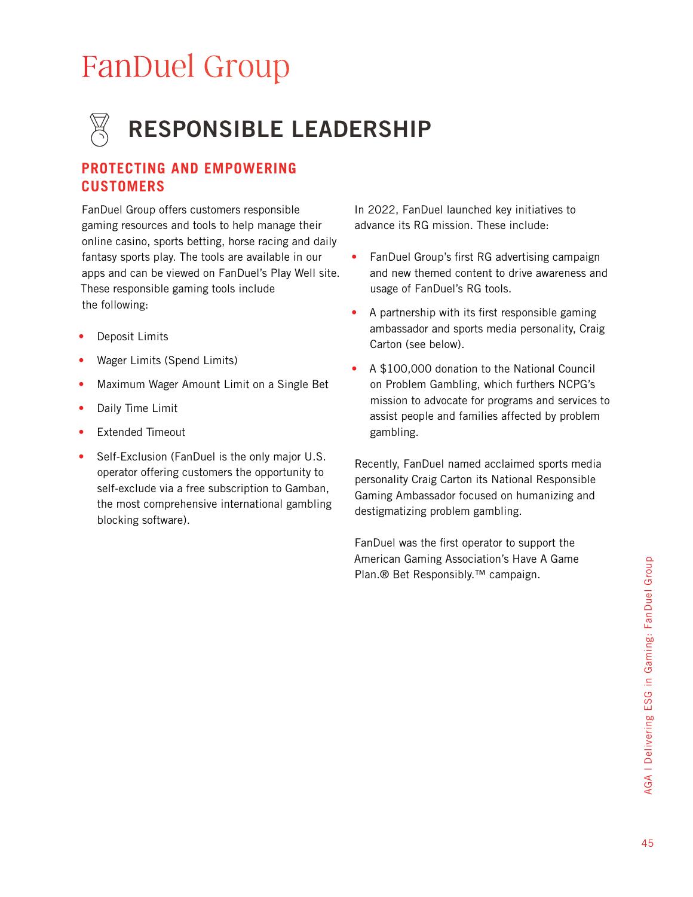# FanDuel Group

## RESPONSIBLE LEADERSHIP

### PROTECTING AND EMPOWERING CUSTOMERS

FanDuel Group offers customers responsible gaming resources and tools to help manage their online casino, sports betting, horse racing and daily fantasy sports play. The tools are available in our apps and can be viewed on FanDuel's Play Well site. These responsible gaming tools include the following:

- Deposit Limits
- Wager Limits (Spend Limits)
- Maximum Wager Amount Limit on a Single Bet
- Daily Time Limit
- Extended Timeout
- Self-Exclusion (FanDuel is the only major U.S. operator offering customers the opportunity to self-exclude via a free subscription to Gamban, the most comprehensive international gambling blocking software).

In 2022, FanDuel launched key initiatives to advance its RG mission. These include:

- FanDuel Group's first RG advertising campaign and new themed content to drive awareness and usage of FanDuel's RG tools.
- A partnership with its first responsible gaming ambassador and sports media personality, Craig Carton (see below).
- A $100,000 donation to the National Council on Problem Gambling, which furthers NCPG's mission to advocate for programs and services to assist people and families affected by problem gambling.

Recently, FanDuel named acclaimed sports media personality Craig Carton its National Responsible Gaming Ambassador focused on humanizing and destigmatizing problem gambling.

FanDuel was the first operator to support the American Gaming Association's Have A Game Plan.® Bet Responsibly.™ campaign.